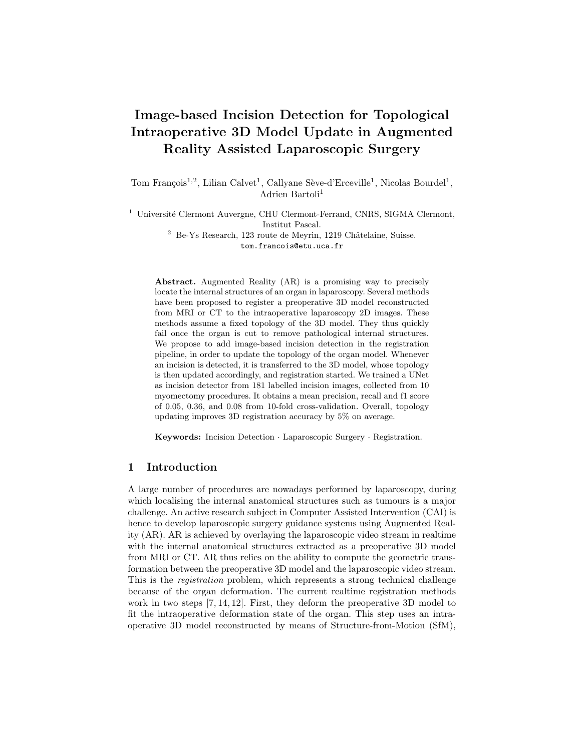# Image-based Incision Detection for Topological Intraoperative 3D Model Update in Augmented Reality Assisted Laparoscopic Surgery

Tom François[1,2], Lilian Calvet[1], Callyane Sève-d'Erceville[1], Nicolas Bourdel[1], Adrien Bartoli[1]

[1] Université Clermont Auvergne, CHU Clermont-Ferrand, CNRS, SIGMA Clermont, Institut Pascal.

[2] Be-Ys Research, 123 route de Meyrin, 1219 Châtelaine, Suisse.

tom.francois@etu.uca.fr

**Abstract.** Augmented Reality (AR) is a promising way to precisely locate the internal structures of an organ in laparoscopy. Several methods have been proposed to register a preoperative 3D model reconstructed from MRI or CT to the intraoperative laparoscopy 2D images. These methods assume a fixed topology of the 3D model. They thus quickly fail once the organ is cut to remove pathological internal structures. We propose to add image-based incision detection in the registration pipeline, in order to update the topology of the organ model. Whenever an incision is detected, it is transferred to the 3D model, whose topology is then updated accordingly, and registration started. We trained a UNet as incision detector from 181 labelled incision images, collected from 10 myomectomy procedures. It obtains a mean precision, recall and f1 score of 0.05, 0.36, and 0.08 from 10-fold cross-validation. Overall, topology updating improves 3D registration accuracy by 5% on average.

**Keywords:** Incision Detection · Laparoscopic Surgery · Registration.

## 1 Introduction

A large number of procedures are nowadays performed by laparoscopy, during which localising the internal anatomical structures such as tumours is a major challenge. An active research subject in Computer Assisted Intervention (CAI) is hence to develop laparoscopic surgery guidance systems using Augmented Reality (AR). AR is achieved by overlaying the laparoscopic video stream in realtime with the internal anatomical structures extracted as a preoperative 3D model from MRI or CT. AR thus relies on the ability to compute the geometric transformation between the preoperative 3D model and the laparoscopic video stream. This is the *registration* problem, which represents a strong technical challenge because of the organ deformation. The current realtime registration methods work in two steps [7, 14, 12]. First, they deform the preoperative 3D model to fit the intraoperative deformation state of the organ. This step uses an intraoperative 3D model reconstructed by means of Structure-from-Motion (SfM),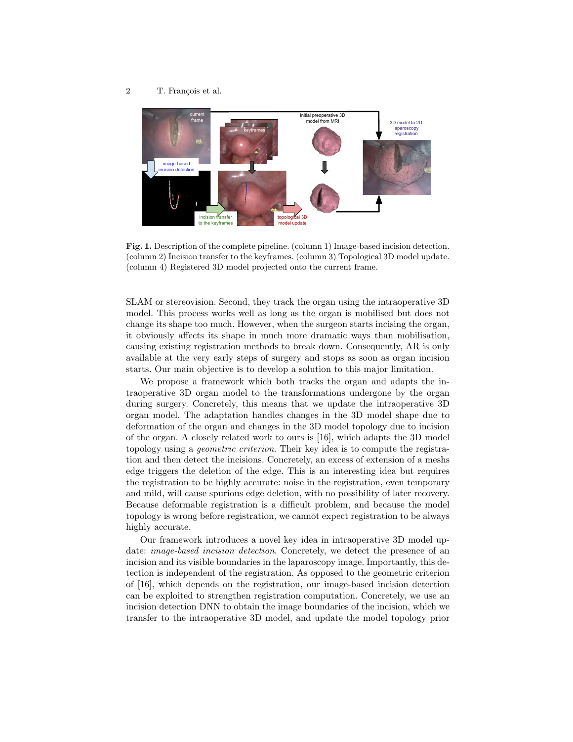**Fig. 1.** Description of the complete pipeline. (column 1) Image-based incision detection. (column 2) Incision transfer to the keyframes. (column 3) Topological 3D model update. (column 4) Registered 3D model projected onto the current frame.

SLAM or stereovision. Second, they track the organ using the intraoperative 3D model. This process works well as long as the organ is mobilised but does not change its shape too much. However, when the surgeon starts incising the organ, it obviously affects its shape in much more dramatic ways than mobilisation, causing existing registration methods to break down. Consequently, AR is only available at the very early steps of surgery and stops as soon as organ incision starts. Our main objective is to develop a solution to this major limitation.

We propose a framework which both tracks the organ and adapts the intraoperative 3D organ model to the transformations undergone by the organ during surgery. Concretely, this means that we update the intraoperative 3D organ model. The adaptation handles changes in the 3D model shape due to deformation of the organ and changes in the 3D model topology due to incision of the organ. A closely related work to ours is [16], which adapts the 3D model topology using a *geometric criterion*. Their key idea is to compute the registration and then detect the incisions. Concretely, an excess of extension of a meshs edge triggers the deletion of the edge. This is an interesting idea but requires the registration to be highly accurate: noise in the registration, even temporary and mild, will cause spurious edge deletion, with no possibility of later recovery. Because deformable registration is a difficult problem, and because the model topology is wrong before registration, we cannot expect registration to be always highly accurate.

Our framework introduces a novel key idea in intraoperative 3D model update: *image-based incision detection*. Concretely, we detect the presence of an incision and its visible boundaries in the laparoscopy image. Importantly, this detection is independent of the registration. As opposed to the geometric criterion of [16], which depends on the registration, our image-based incision detection can be exploited to strengthen registration computation. Concretely, we use an incision detection DNN to obtain the image boundaries of the incision, which we transfer to the intraoperative 3D model, and update the model topology prior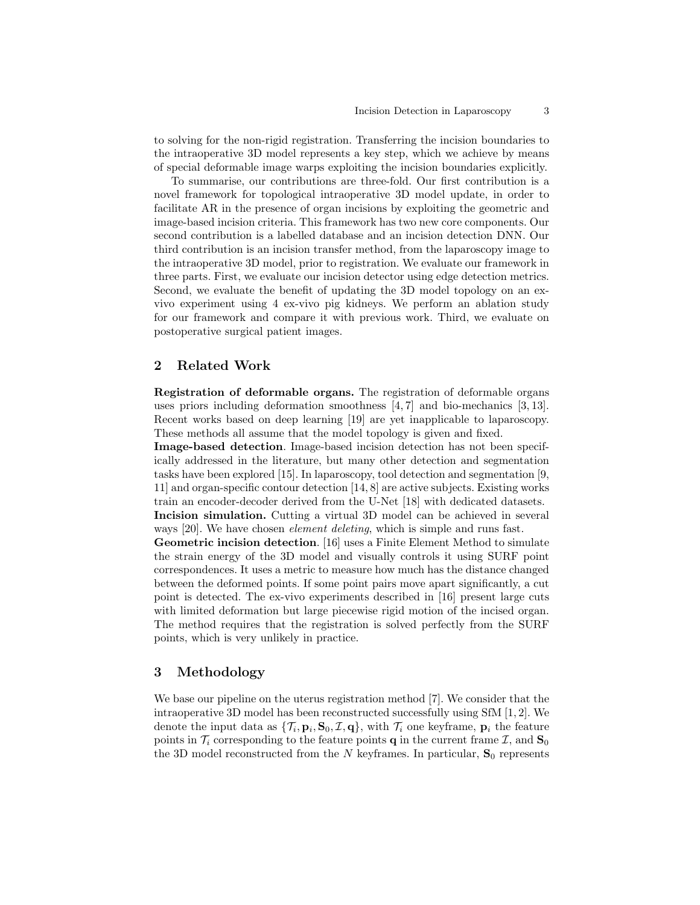to solving for the non-rigid registration. Transferring the incision boundaries to the intraoperative 3D model represents a key step, which we achieve by means of special deformable image warps exploiting the incision boundaries explicitly.

To summarise, our contributions are three-fold. Our first contribution is a novel framework for topological intraoperative 3D model update, in order to facilitate AR in the presence of organ incisions by exploiting the geometric and image-based incision criteria. This framework has two new core components. Our second contribution is a labelled database and an incision detection DNN. Our third contribution is an incision transfer method, from the laparoscopy image to the intraoperative 3D model, prior to registration. We evaluate our framework in three parts. First, we evaluate our incision detector using edge detection metrics. Second, we evaluate the benefit of updating the 3D model topology on an ex-vivo experiment using 4 ex-vivo pig kidneys. We perform an ablation study for our framework and compare it with previous work. Third, we evaluate on postoperative surgical patient images.

## 2 Related Work

**Registration of deformable organs.** The registration of deformable organs uses priors including deformation smoothness [4, 7] and bio-mechanics [3, 13]. Recent works based on deep learning [19] are yet inapplicable to laparoscopy. These methods all assume that the model topology is given and fixed.

**Image-based detection**. Image-based incision detection has not been specifically addressed in the literature, but many other detection and segmentation tasks have been explored [15]. In laparoscopy, tool detection and segmentation [9, 11] and organ-specific contour detection [14, 8] are active subjects. Existing works train an encoder-decoder derived from the U-Net [18] with dedicated datasets.

**Incision simulation.** Cutting a virtual 3D model can be achieved in several ways [20]. We have chosen *element deleting*, which is simple and runs fast.

**Geometric incision detection**. [16] uses a Finite Element Method to simulate the strain energy of the 3D model and visually controls it using SURF point correspondences. It uses a metric to measure how much has the distance changed between the deformed points. If some point pairs move apart significantly, a cut point is detected. The ex-vivo experiments described in [16] present large cuts with limited deformation but large piecewise rigid motion of the incised organ. The method requires that the registration is solved perfectly from the SURF points, which is very unlikely in practice.

## 3 Methodology

We base our pipeline on the uterus registration method [7]. We consider that the intraoperative 3D model has been reconstructed successfully using SfM [1, 2]. We denote the input data as $\{\mathcal{T}_i, \mathbf{p}_i, \mathbf{S}_0, \mathcal{I}, \mathbf{q}\}$, with $\mathcal{T}_i$ one keyframe, $\mathbf{p}_i$ the feature points in $\mathcal{T}_i$ corresponding to the feature points $\mathbf{q}$ in the current frame $\mathcal{I}$, and $\mathbf{S}_0$ the 3D model reconstructed from the $N$ keyframes. In particular, $\mathbf{S}_0$ represents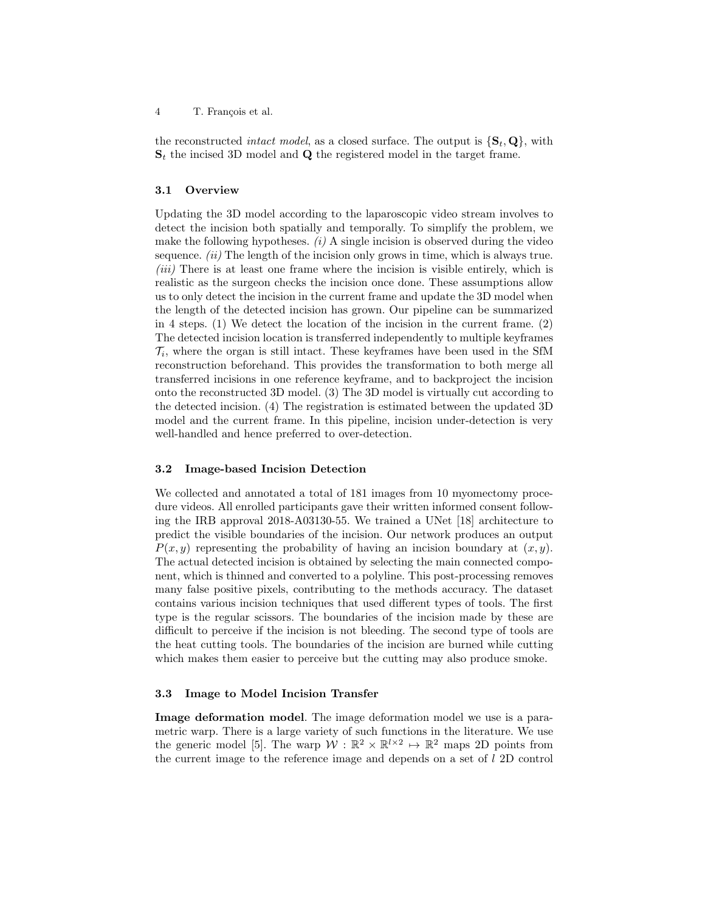the reconstructed *intact model*, as a closed surface. The output is $\{\mathbf{S}_t, \mathbf{Q}\}$, with $\mathbf{S}_t$ the incised 3D model and $\mathbf{Q}$ the registered model in the target frame.

### 3.1 Overview

Updating the 3D model according to the laparoscopic video stream involves to detect the incision both spatially and temporally. To simplify the problem, we make the following hypotheses. *(i)* A single incision is observed during the video sequence. *(ii)* The length of the incision only grows in time, which is always true. *(iii)* There is at least one frame where the incision is visible entirely, which is realistic as the surgeon checks the incision once done. These assumptions allow us to only detect the incision in the current frame and update the 3D model when the length of the detected incision has grown. Our pipeline can be summarized in 4 steps. (1) We detect the location of the incision in the current frame. (2) The detected incision location is transferred independently to multiple keyframes $\mathcal{T}_i$, where the organ is still intact. These keyframes have been used in the SfM reconstruction beforehand. This provides the transformation to both merge all transferred incisions in one reference keyframe, and to backproject the incision onto the reconstructed 3D model. (3) The 3D model is virtually cut according to the detected incision. (4) The registration is estimated between the updated 3D model and the current frame. In this pipeline, incision under-detection is very well-handled and hence preferred to over-detection.

### 3.2 Image-based Incision Detection

We collected and annotated a total of 181 images from 10 myomectomy procedure videos. All enrolled participants gave their written informed consent following the IRB approval 2018-A03130-55. We trained a UNet [18] architecture to predict the visible boundaries of the incision. Our network produces an output $P(x, y)$ representing the probability of having an incision boundary at $(x, y)$. The actual detected incision is obtained by selecting the main connected component, which is thinned and converted to a polyline. This post-processing removes many false positive pixels, contributing to the methods accuracy. The dataset contains various incision techniques that used different types of tools. The first type is the regular scissors. The boundaries of the incision made by these are difficult to perceive if the incision is not bleeding. The second type of tools are the heat cutting tools. The boundaries of the incision are burned while cutting which makes them easier to perceive but the cutting may also produce smoke.

### 3.3 Image to Model Incision Transfer

**Image deformation model**. The image deformation model we use is a parametric warp. There is a large variety of such functions in the literature. We use the generic model [5]. The warp $\mathcal{W} : \mathbb{R}^2 \times \mathbb{R}^{l\times 2} \mapsto \mathbb{R}^2$ maps 2D points from the current image to the reference image and depends on a set of $l$ 2D control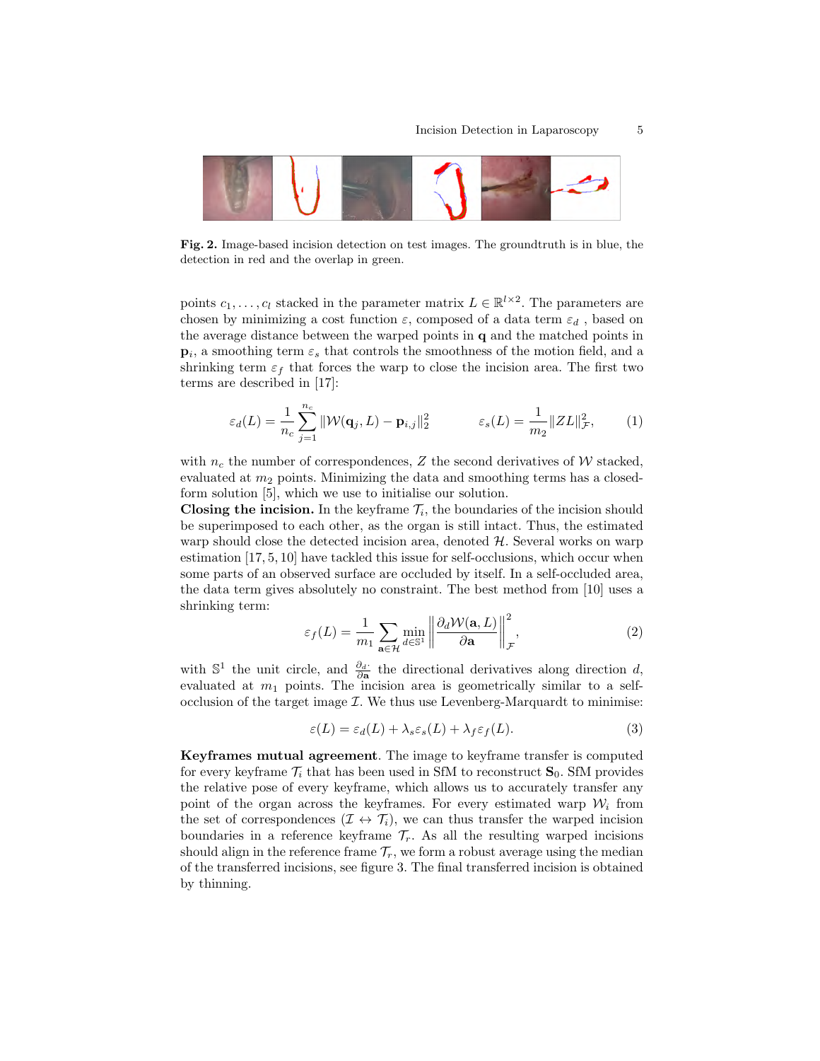**Fig. 2.** Image-based incision detection on test images. The groundtruth is in blue, the detection in red and the overlap in green.

points $c_1, \ldots, c_l$ stacked in the parameter matrix $L \in \mathbb{R}^{l \times 2}$. The parameters are chosen by minimizing a cost function $\varepsilon$, composed of a data term $\varepsilon_d$ , based on the average distance between the warped points in $\mathbf{q}$ and the matched points in $\mathbf{p}_i$, a smoothing term $\varepsilon_s$ that controls the smoothness of the motion field, and a shrinking term $\varepsilon_f$ that forces the warp to close the incision area. The first two terms are described in [17]:

$$\varepsilon_d(L) = \frac{1}{n_c} \sum_{j=1}^{n_c} \|\mathcal{W}(\mathbf{q}_j, L) - \mathbf{p}_{i,j}\|_2^2 \qquad \varepsilon_s(L) = \frac{1}{m_2} \|ZL\|_{\mathcal{F}}^2, \tag{1}$$

with $n_c$ the number of correspondences, $Z$ the second derivatives of $\mathcal{W}$ stacked, evaluated at $m_2$ points. Minimizing the data and smoothing terms has a closed-form solution [5], which we use to initialise our solution.

**Closing the incision.** In the keyframe $\mathcal{T}_i$, the boundaries of the incision should be superimposed to each other, as the organ is still intact. Thus, the estimated warp should close the detected incision area, denoted $\mathcal{H}$. Several works on warp estimation [17, 5, 10] have tackled this issue for self-occlusions, which occur when some parts of an observed surface are occluded by itself. In a self-occluded area, the data term gives absolutely no constraint. The best method from [10] uses a shrinking term:

$$\varepsilon_f(L) = \frac{1}{m_1} \sum_{\mathbf{a} \in \mathcal{H}} \min_{d \in \mathbb{S}^1} \left\| \frac{\partial_d \mathcal{W}(\mathbf{a}, L)}{\partial \mathbf{a}} \right\|_{\mathcal{F}}^2, \tag{2}$$

with $\mathbb{S}^1$ the unit circle, and $\frac{\partial_d \cdot}{\partial \mathbf{a}}$ the directional derivatives along direction $d$, evaluated at $m_1$ points. The incision area is geometrically similar to a self-occlusion of the target image $\mathcal{I}$. We thus use Levenberg-Marquardt to minimise:

$$\varepsilon(L) = \varepsilon_d(L) + \lambda_s \varepsilon_s(L) + \lambda_f \varepsilon_f(L). \tag{3}$$

**Keyframes mutual agreement**. The image to keyframe transfer is computed for every keyframe $\mathcal{T}_i$ that has been used in SfM to reconstruct $\mathbf{S}_0$. SfM provides the relative pose of every keyframe, which allows us to accurately transfer any point of the organ across the keyframes. For every estimated warp $\mathcal{W}_i$ from the set of correspondences ($\mathcal{I} \leftrightarrow \mathcal{T}_i$), we can thus transfer the warped incision boundaries in a reference keyframe $\mathcal{T}_r$. As all the resulting warped incisions should align in the reference frame $\mathcal{T}_r$, we form a robust average using the median of the transferred incisions, see figure 3. The final transferred incision is obtained by thinning.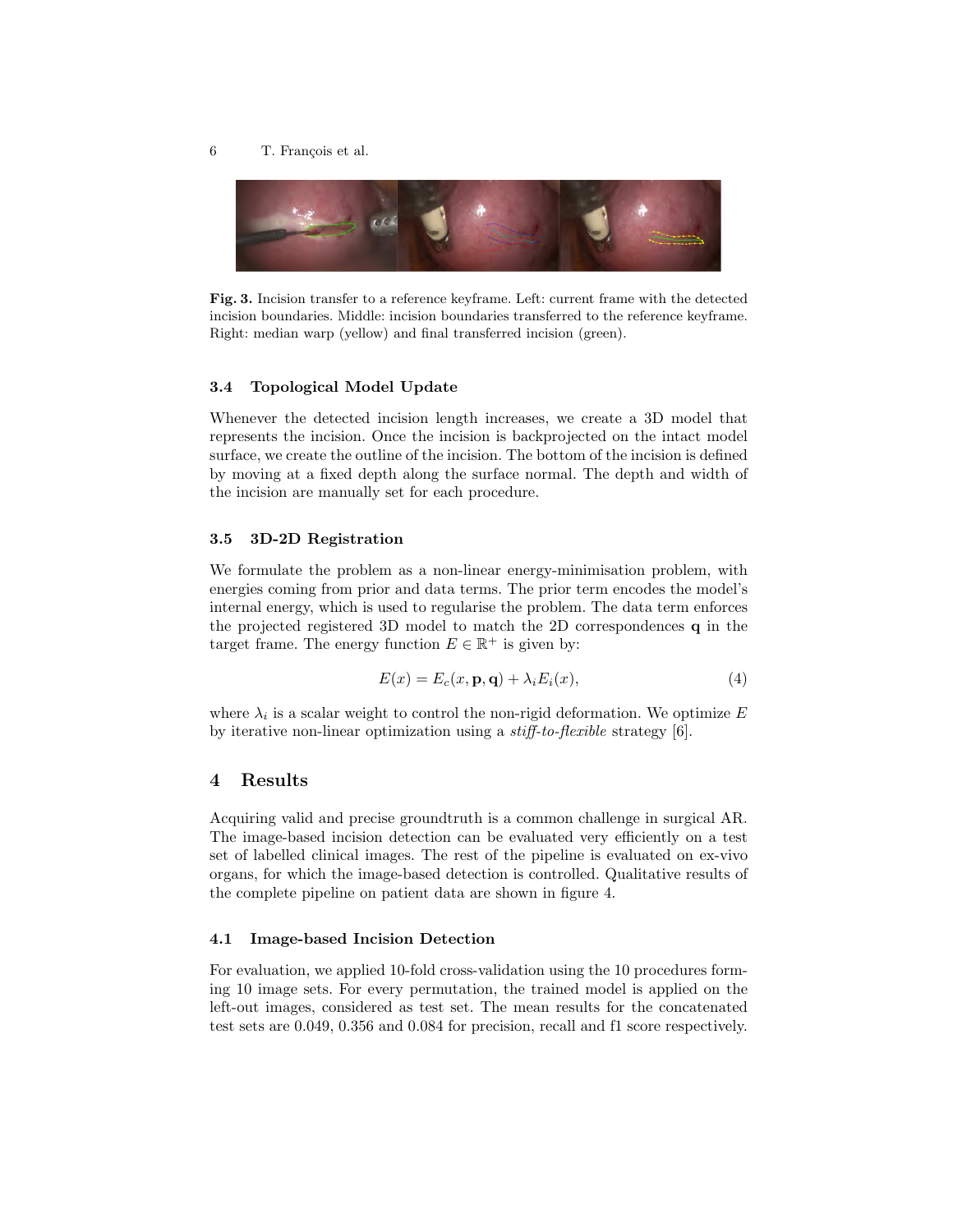**Fig. 3.** Incision transfer to a reference keyframe. Left: current frame with the detected incision boundaries. Middle: incision boundaries transferred to the reference keyframe. Right: median warp (yellow) and final transferred incision (green).

### 3.4 Topological Model Update

Whenever the detected incision length increases, we create a 3D model that represents the incision. Once the incision is backprojected on the intact model surface, we create the outline of the incision. The bottom of the incision is defined by moving at a fixed depth along the surface normal. The depth and width of the incision are manually set for each procedure.

### 3.5 3D-2D Registration

We formulate the problem as a non-linear energy-minimisation problem, with energies coming from prior and data terms. The prior term encodes the model's internal energy, which is used to regularise the problem. The data term enforces the projected registered 3D model to match the 2D correspondences $\mathbf{q}$ in the target frame. The energy function $E \in \mathbb{R}^+$ is given by:

$$E(x) = E_c(x, \mathbf{p}, \mathbf{q}) + \lambda_i E_i(x), \tag{4}$$

where $\lambda_i$ is a scalar weight to control the non-rigid deformation. We optimize $E$ by iterative non-linear optimization using a *stiff-to-flexible* strategy [6].

## 4 Results

Acquiring valid and precise groundtruth is a common challenge in surgical AR. The image-based incision detection can be evaluated very efficiently on a test set of labelled clinical images. The rest of the pipeline is evaluated on ex-vivo organs, for which the image-based detection is controlled. Qualitative results of the complete pipeline on patient data are shown in figure 4.

### 4.1 Image-based Incision Detection

For evaluation, we applied 10-fold cross-validation using the 10 procedures forming 10 image sets. For every permutation, the trained model is applied on the left-out images, considered as test set. The mean results for the concatenated test sets are 0.049, 0.356 and 0.084 for precision, recall and f1 score respectively.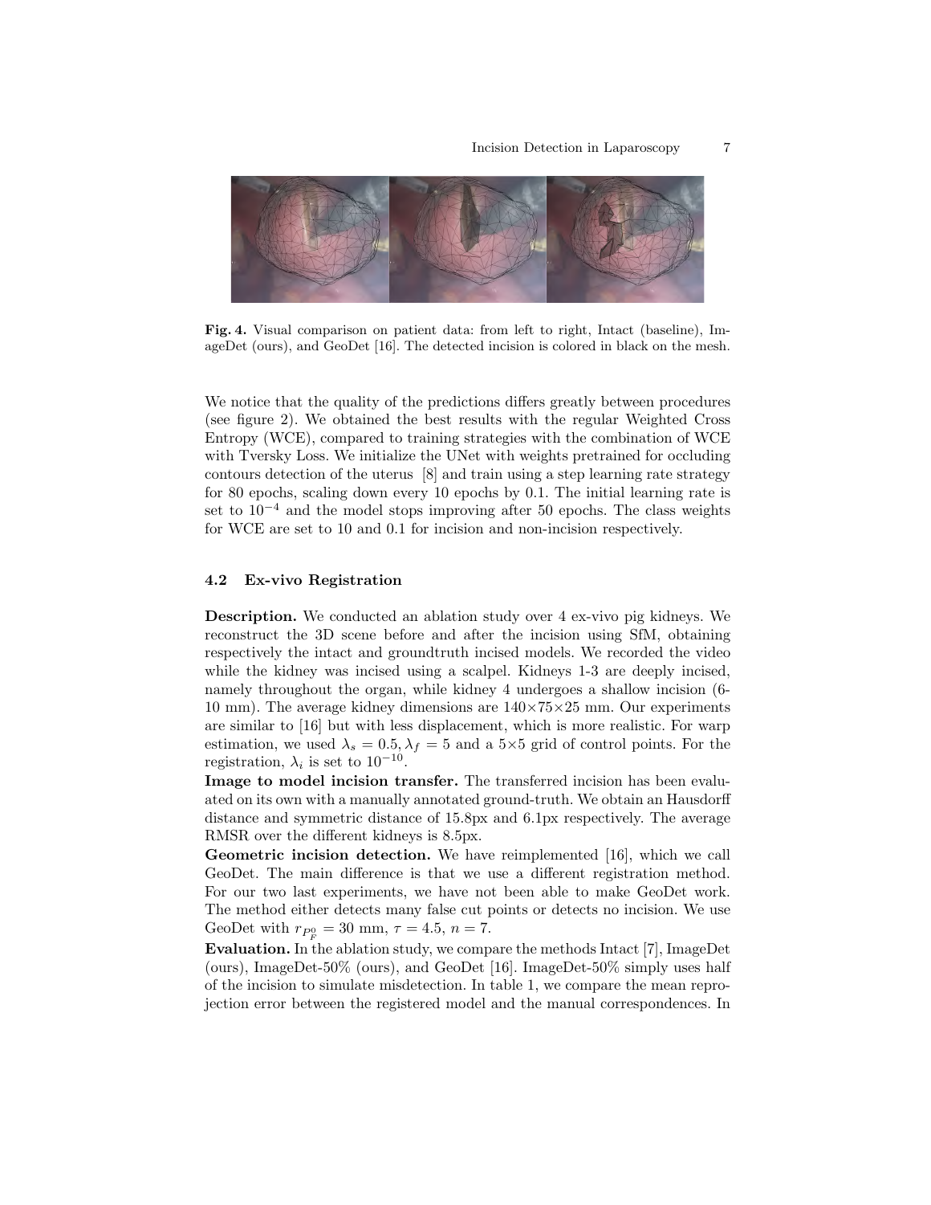**Fig. 4.** Visual comparison on patient data: from left to right, Intact (baseline), ImageDet (ours), and GeoDet [16]. The detected incision is colored in black on the mesh.

We notice that the quality of the predictions differs greatly between procedures (see figure 2). We obtained the best results with the regular Weighted Cross Entropy (WCE), compared to training strategies with the combination of WCE with Tversky Loss. We initialize the UNet with weights pretrained for occluding contours detection of the uterus [8] and train using a step learning rate strategy for 80 epochs, scaling down every 10 epochs by 0.1. The initial learning rate is set to $10^{-4}$ and the model stops improving after 50 epochs. The class weights for WCE are set to 10 and 0.1 for incision and non-incision respectively.

### 4.2 Ex-vivo Registration

**Description.** We conducted an ablation study over 4 ex-vivo pig kidneys. We reconstruct the 3D scene before and after the incision using SfM, obtaining respectively the intact and groundtruth incised models. We recorded the video while the kidney was incised using a scalpel. Kidneys 1-3 are deeply incised, namely throughout the organ, while kidney 4 undergoes a shallow incision (6-10 mm). The average kidney dimensions are $140 \times 75 \times 25$ mm. Our experiments are similar to [16] but with less displacement, which is more realistic. For warp estimation, we used $\lambda_s = 0.5, \lambda_f = 5$ and a $5 \times 5$ grid of control points. For the registration, $\lambda_i$ is set to $10^{-10}$.

**Image to model incision transfer.** The transferred incision has been evaluated on its own with a manually annotated ground-truth. We obtain an Hausdorff distance and symmetric distance of 15.8px and 6.1px respectively. The average RMSR over the different kidneys is 8.5px.

**Geometric incision detection.** We have reimplemented [16], which we call GeoDet. The main difference is that we use a different registration method. For our two last experiments, we have not been able to make GeoDet work. The method either detects many false cut points or detects no incision. We use GeoDet with $r_{P_F^0} = 30$ mm, $\tau = 4.5$, $n = 7$.

**Evaluation.** In the ablation study, we compare the methods Intact [7], ImageDet (ours), ImageDet-50% (ours), and GeoDet [16]. ImageDet-50% simply uses half of the incision to simulate misdetection. In table 1, we compare the mean reprojection error between the registered model and the manual correspondences. In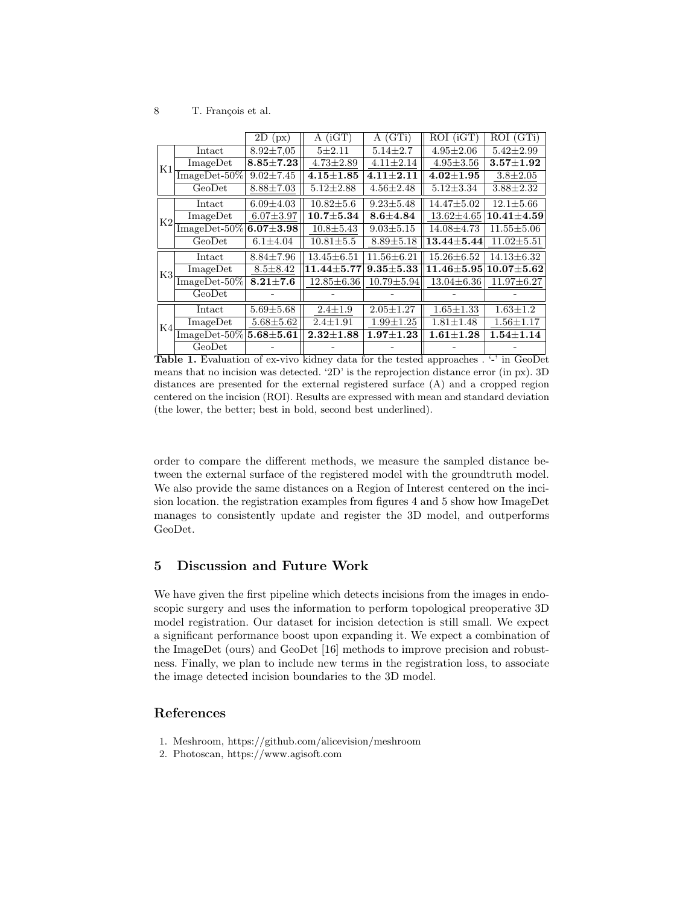| | | 2D (px) | A (iGT) | A (GTi) | ROI (iGT) | ROI (GTi) |
|---|---|---|---|---|---|---|
| K1 | Intact | 8.92±7,05 | 5±2.11 | 5.14±2.7 | 4.95±2.06 | 5.42±2.99 |
| | ImageDet | **8.85±7.23** | 4.73±2.89 | 4.11±2.14 | 4.95±3.56 | **3.57±1.92** |
| | ImageDet-50% | 9.02±7.45 | **4.15±1.85** | **4.11±2.11** | **4.02±1.95** | 3.8±2.05 |
| | GeoDet | 8.88±7.03 | 5.12±2.88 | 4.56±2.48 | 5.12±3.34 | 3.88±2.32 |
| K2 | Intact | 6.09±4.03 | 10.82±5.6 | 9.23±5.48 | 14.47±5.02 | 12.1±5.66 |
| | ImageDet | 6.07±3.97 | **10.7±5.34** | **8.6±4.84** | 13.62±4.65 | **10.41±4.59** |
| | ImageDet-50% | **6.07±3.98** | 10.8±5.43 | 9.03±5.15 | 14.08±4.73 | 11.55±5.06 |
| | GeoDet | 6.1±4.04 | 10.81±5.5 | 8.89±5.18 | **13.44±5.44** | 11.02±5.51 |
| K3 | Intact | 8.84±7.96 | 13.45±6.51 | 11.56±6.21 | 15.26±6.52 | 14.13±6.32 |
| | ImageDet | 8.5±8.42 | **11.44±5.77** | **9.35±5.33** | **11.46±5.95** | **10.07±5.62** |
| | ImageDet-50% | **8.21±7.6** | 12.85±6.36 | 10.79±5.94 | 13.04±6.36 | 11.97±6.27 |
| | GeoDet | - | - | - | - | - |
| K4 | Intact | 5.69±5.68 | 2.4±1.9 | 2.05±1.27 | 1.65±1.33 | 1.63±1.2 |
| | ImageDet | 5.68±5.62 | 2.4±1.91 | 1.99±1.25 | 1.81±1.48 | 1.56±1.17 |
| | ImageDet-50% | **5.68±5.61** | **2.32±1.88** | **1.97±1.23** | **1.61±1.28** | **1.54±1.14** |
| | GeoDet | - | - | - | - | - |

**Table 1.** Evaluation of ex-vivo kidney data for the tested approaches . '-' in GeoDet means that no incision was detected. '2D' is the reprojection distance error (in px). 3D distances are presented for the external registered surface (A) and a cropped region centered on the incision (ROI). Results are expressed with mean and standard deviation (the lower, the better; best in bold, second best underlined).

order to compare the different methods, we measure the sampled distance between the external surface of the registered model with the groundtruth model. We also provide the same distances on a Region of Interest centered on the incision location. the registration examples from figures 4 and 5 show how ImageDet manages to consistently update and register the 3D model, and outperforms GeoDet.

## 5 Discussion and Future Work

We have given the first pipeline which detects incisions from the images in endoscopic surgery and uses the information to perform topological preoperative 3D model registration. Our dataset for incision detection is still small. We expect a significant performance boost upon expanding it. We expect a combination of the ImageDet (ours) and GeoDet [16] methods to improve precision and robustness. Finally, we plan to include new terms in the registration loss, to associate the image detected incision boundaries to the 3D model.

## References

1. Meshroom, https://github.com/alicevision/meshroom
2. Photoscan, https://www.agisoft.com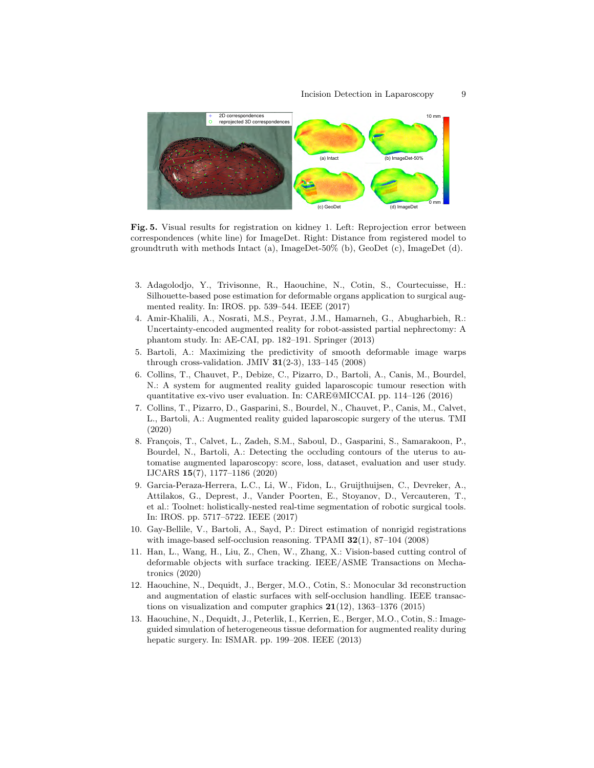**Fig. 5.** Visual results for registration on kidney 1. Left: Reprojection error between correspondences (white line) for ImageDet. Right: Distance from registered model to groundtruth with methods Intact (a), ImageDet-50% (b), GeoDet (c), ImageDet (d).

3. Adagolodjo, Y., Trivisonne, R., Haouchine, N., Cotin, S., Courtecuisse, H.: Silhouette-based pose estimation for deformable organs application to surgical augmented reality. In: IROS. pp. 539–544. IEEE (2017)
4. Amir-Khalili, A., Nosrati, M.S., Peyrat, J.M., Hamarneh, G., Abugharbieh, R.: Uncertainty-encoded augmented reality for robot-assisted partial nephrectomy: A phantom study. In: AE-CAI, pp. 182–191. Springer (2013)
5. Bartoli, A.: Maximizing the predictivity of smooth deformable image warps through cross-validation. JMIV **31**(2-3), 133–145 (2008)
6. Collins, T., Chauvet, P., Debize, C., Pizarro, D., Bartoli, A., Canis, M., Bourdel, N.: A system for augmented reality guided laparoscopic tumour resection with quantitative ex-vivo user evaluation. In: CARE@MICCAI. pp. 114–126 (2016)
7. Collins, T., Pizarro, D., Gasparini, S., Bourdel, N., Chauvet, P., Canis, M., Calvet, L., Bartoli, A.: Augmented reality guided laparoscopic surgery of the uterus. TMI (2020)
8. François, T., Calvet, L., Zadeh, S.M., Saboul, D., Gasparini, S., Samarakoon, P., Bourdel, N., Bartoli, A.: Detecting the occluding contours of the uterus to automatise augmented laparoscopy: score, loss, dataset, evaluation and user study. IJCARS **15**(7), 1177–1186 (2020)
9. Garcia-Peraza-Herrera, L.C., Li, W., Fidon, L., Gruijthuijsen, C., Devreker, A., Attilakos, G., Deprest, J., Vander Poorten, E., Stoyanov, D., Vercauteren, T., et al.: Toolnet: holistically-nested real-time segmentation of robotic surgical tools. In: IROS. pp. 5717–5722. IEEE (2017)
10. Gay-Bellile, V., Bartoli, A., Sayd, P.: Direct estimation of nonrigid registrations with image-based self-occlusion reasoning. TPAMI **32**(1), 87–104 (2008)
11. Han, L., Wang, H., Liu, Z., Chen, W., Zhang, X.: Vision-based cutting control of deformable objects with surface tracking. IEEE/ASME Transactions on Mechatronics (2020)
12. Haouchine, N., Dequidt, J., Berger, M.O., Cotin, S.: Monocular 3d reconstruction and augmentation of elastic surfaces with self-occlusion handling. IEEE transactions on visualization and computer graphics **21**(12), 1363–1376 (2015)
13. Haouchine, N., Dequidt, J., Peterlik, I., Kerrien, E., Berger, M.O., Cotin, S.: Image-guided simulation of heterogeneous tissue deformation for augmented reality during hepatic surgery. In: ISMAR. pp. 199–208. IEEE (2013)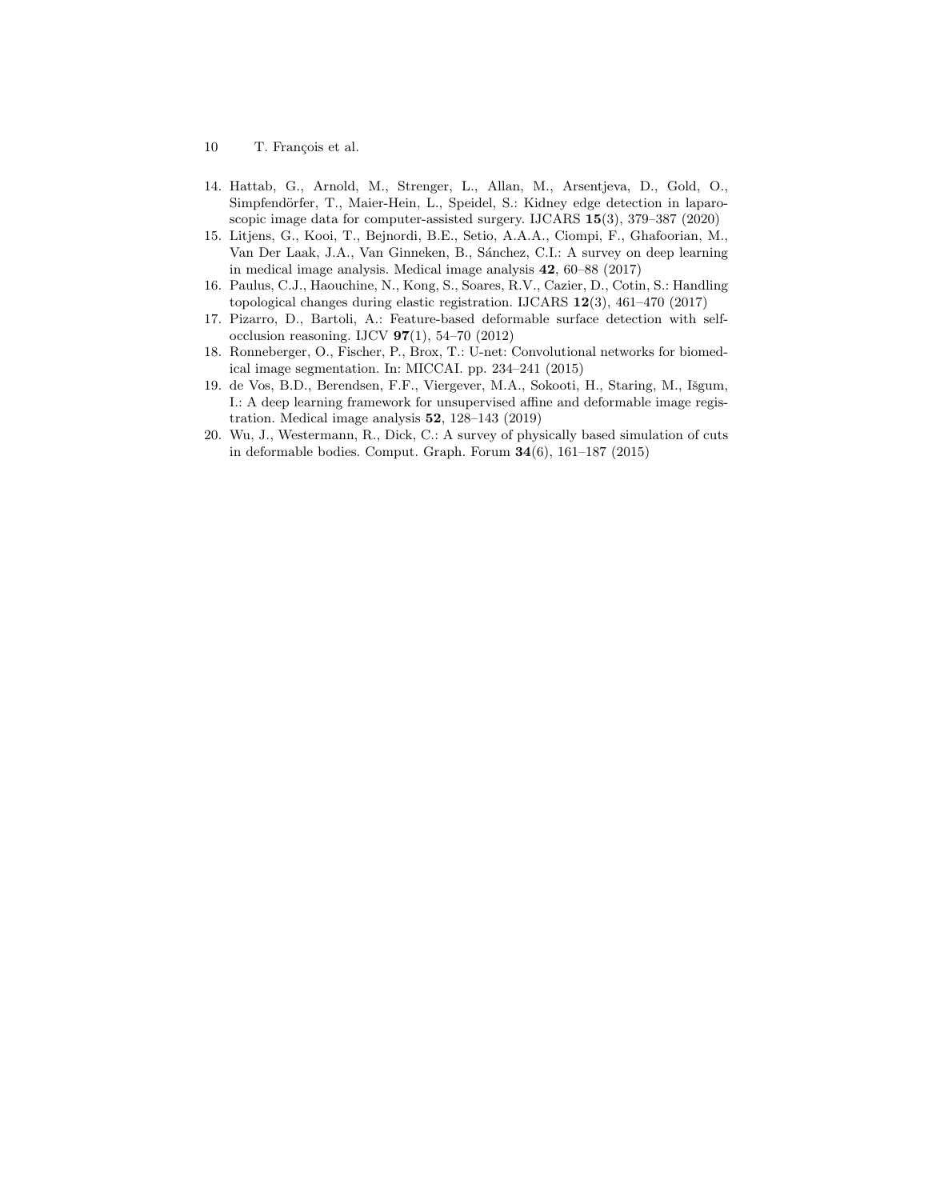14. Hattab, G., Arnold, M., Strenger, L., Allan, M., Arsentjeva, D., Gold, O., Simpfendörfer, T., Maier-Hein, L., Speidel, S.: Kidney edge detection in laparoscopic image data for computer-assisted surgery. IJCARS **15**(3), 379–387 (2020)
15. Litjens, G., Kooi, T., Bejnordi, B.E., Setio, A.A.A., Ciompi, F., Ghafoorian, M., Van Der Laak, J.A., Van Ginneken, B., Sánchez, C.I.: A survey on deep learning in medical image analysis. Medical image analysis **42**, 60–88 (2017)
16. Paulus, C.J., Haouchine, N., Kong, S., Soares, R.V., Cazier, D., Cotin, S.: Handling topological changes during elastic registration. IJCARS **12**(3), 461–470 (2017)
17. Pizarro, D., Bartoli, A.: Feature-based deformable surface detection with self-occlusion reasoning. IJCV **97**(1), 54–70 (2012)
18. Ronneberger, O., Fischer, P., Brox, T.: U-net: Convolutional networks for biomedical image segmentation. In: MICCAI. pp. 234–241 (2015)
19. de Vos, B.D., Berendsen, F.F., Viergever, M.A., Sokooti, H., Staring, M., Išgum, I.: A deep learning framework for unsupervised affine and deformable image registration. Medical image analysis **52**, 128–143 (2019)
20. Wu, J., Westermann, R., Dick, C.: A survey of physically based simulation of cuts in deformable bodies. Comput. Graph. Forum **34**(6), 161–187 (2015)